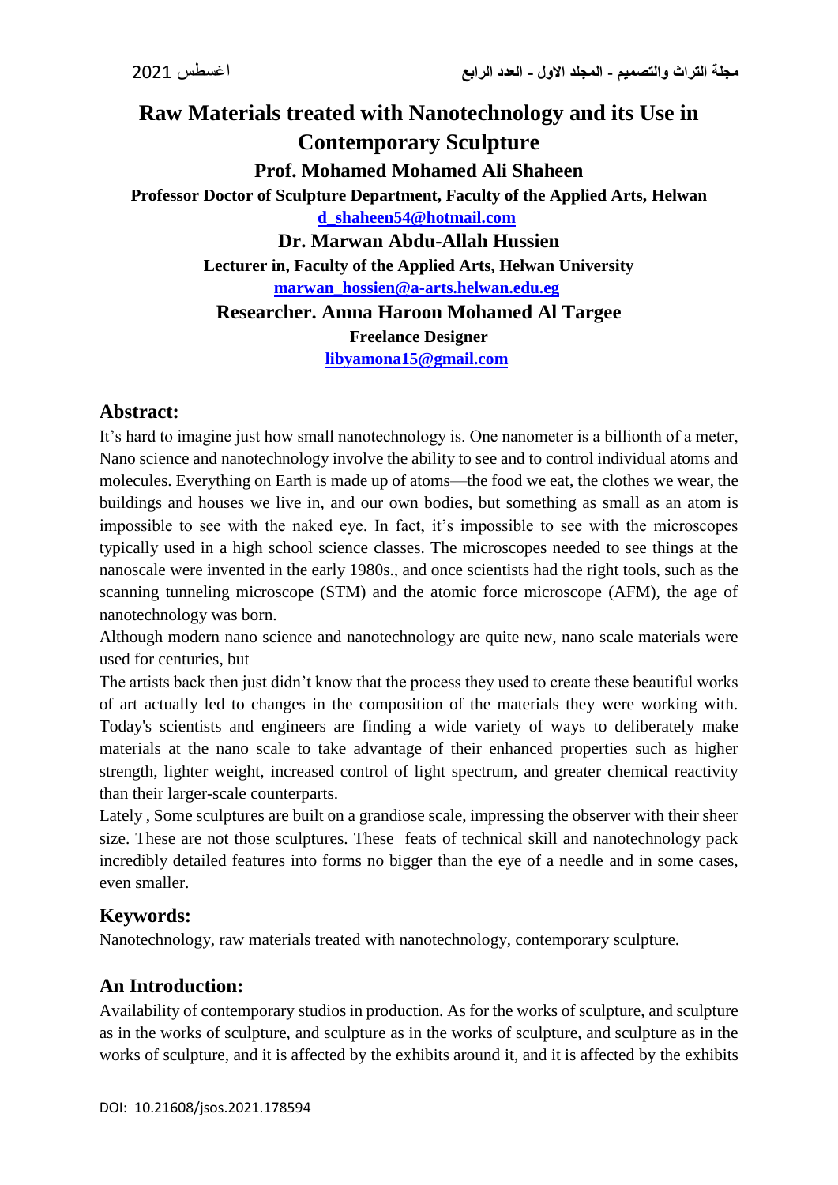# Raw Materials treated with Nanotechnology and its Use in Contemporary Sculpture

**Prof. Mohamed Mohamed Ali Shaheen**

**Professor Doctor of Sculpture Department, Faculty of the Applied Arts, Helwan**

**d_shaheen54@hotmail.com**

**Dr. Marwan Abdu-Allah Hussien**

**Lecturer in, Faculty of the Applied Arts, Helwan University**

**marwan_hossien@a-arts.helwan.edu.eg**

**Researcher. Amna Haroon Mohamed Al Targee**

**Freelance Designer**

**libyamona15@gmail.com**

## Abstract:

It's hard to imagine just how small nanotechnology is. One nanometer is a billionth of a meter, Nano science and nanotechnology involve the ability to see and to control individual atoms and molecules. Everything on Earth is made up of atoms—the food we eat, the clothes we wear, the buildings and houses we live in, and our own bodies, but something as small as an atom is impossible to see with the naked eye. In fact, it's impossible to see with the microscopes typically used in a high school science classes. The microscopes needed to see things at the nanoscale were invented in the early 1980s., and once scientists had the right tools, such as the scanning tunneling microscope (STM) and the atomic force microscope (AFM), the age of nanotechnology was born.

Although modern nano science and nanotechnology are quite new, nano scale materials were used for centuries, but

The artists back then just didn't know that the process they used to create these beautiful works of art actually led to changes in the composition of the materials they were working with. Today's scientists and engineers are finding a wide variety of ways to deliberately make materials at the nano scale to take advantage of their enhanced properties such as higher strength, lighter weight, increased control of light spectrum, and greater chemical reactivity than their larger-scale counterparts.

Lately , Some sculptures are built on a grandiose scale, impressing the observer with their sheer size. These are not those sculptures. These feats of technical skill and nanotechnology pack incredibly detailed features into forms no bigger than the eye of a needle and in some cases, even smaller.

## Keywords:

Nanotechnology, raw materials treated with nanotechnology, contemporary sculpture.

## An Introduction:

Availability of contemporary studios in production. As for the works of sculpture, and sculpture as in the works of sculpture, and sculpture as in the works of sculpture, and sculpture as in the works of sculpture, and it is affected by the exhibits around it, and it is affected by the exhibits

DOI: 10.21608/jsos.2021.178594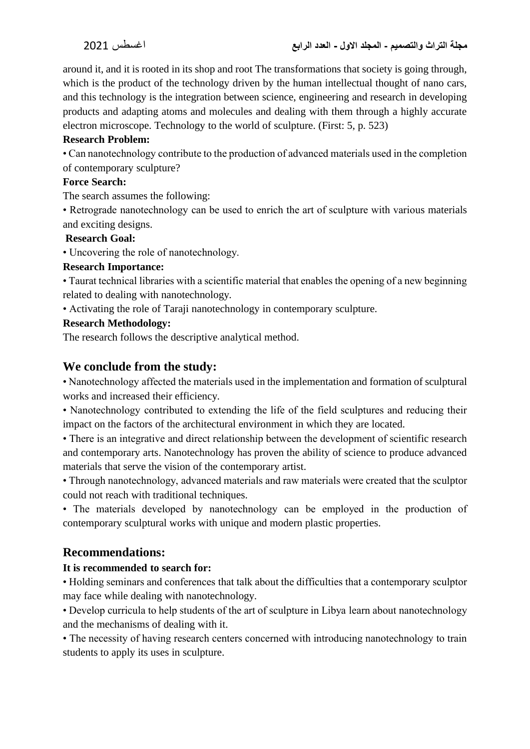around it, and it is rooted in its shop and root The transformations that society is going through, which is the product of the technology driven by the human intellectual thought of nano cars, and this technology is the integration between science, engineering and research in developing products and adapting atoms and molecules and dealing with them through a highly accurate electron microscope. Technology to the world of sculpture. (First: 5, p. 523)

**Research Problem:**

• Can nanotechnology contribute to the production of advanced materials used in the completion of contemporary sculpture?

**Force Search:**

The search assumes the following:

• Retrograde nanotechnology can be used to enrich the art of sculpture with various materials and exciting designs.

**Research Goal:**

• Uncovering the role of nanotechnology.

**Research Importance:**

• Taurat technical libraries with a scientific material that enables the opening of a new beginning related to dealing with nanotechnology.

• Activating the role of Taraji nanotechnology in contemporary sculpture.

**Research Methodology:**

The research follows the descriptive analytical method.

## We conclude from the study:

• Nanotechnology affected the materials used in the implementation and formation of sculptural works and increased their efficiency.

• Nanotechnology contributed to extending the life of the field sculptures and reducing their impact on the factors of the architectural environment in which they are located.

• There is an integrative and direct relationship between the development of scientific research and contemporary arts. Nanotechnology has proven the ability of science to produce advanced materials that serve the vision of the contemporary artist.

• Through nanotechnology, advanced materials and raw materials were created that the sculptor could not reach with traditional techniques.

• The materials developed by nanotechnology can be employed in the production of contemporary sculptural works with unique and modern plastic properties.

## Recommendations:

**It is recommended to search for:**

• Holding seminars and conferences that talk about the difficulties that a contemporary sculptor may face while dealing with nanotechnology.

• Develop curricula to help students of the art of sculpture in Libya learn about nanotechnology and the mechanisms of dealing with it.

• The necessity of having research centers concerned with introducing nanotechnology to train students to apply its uses in sculpture.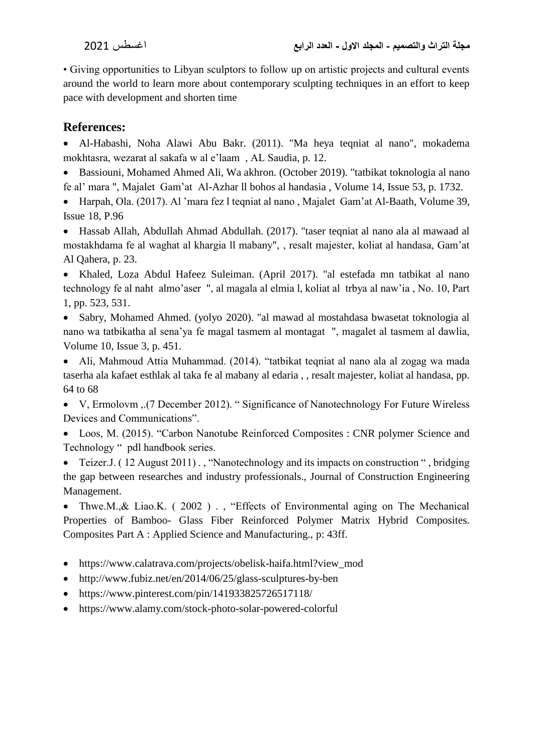• Giving opportunities to Libyan sculptors to follow up on artistic projects and cultural events around the world to learn more about contemporary sculpting techniques in an effort to keep pace with development and shorten time

## References:

- Al-Habashi, Noha Alawi Abu Bakr. (2011). "Ma heya teqniat al nano", mokadema mokhtasra, wezarat al sakafa w al e'laam , AL Saudia, p. 12.
- Bassiouni, Mohamed Ahmed Ali, Wa akhron. (October 2019). "tatbikat toknologia al nano fe al' mara ", Majalet Gam'at Al-Azhar ll bohos al handasia , Volume 14, Issue 53, p. 1732.
- Harpah, Ola. (2017). Al 'mara fez l teqniat al nano , Majalet Gam'at Al-Baath, Volume 39, Issue 18, P.96
- Hassab Allah, Abdullah Ahmad Abdullah. (2017). "taser teqniat al nano ala al mawaad al mostakhdama fe al waghat al khargia ll mabany", , resalt majester, koliat al handasa, Gam'at Al Qahera, p. 23.
- Khaled, Loza Abdul Hafeez Suleiman. (April 2017). "al estefada mn tatbikat al nano technology fe al naht almo'aser ", al magala al elmia l, koliat al trbya al naw'ia , No. 10, Part 1, pp. 523, 531.
- Sabry, Mohamed Ahmed. (yolyo 2020). "al mawad al mostahdasa bwasetat toknologia al nano wa tatbikatha al sena'ya fe magal tasmem al montagat ", magalet al tasmem al dawlia, Volume 10, Issue 3, p. 451.
- Ali, Mahmoud Attia Muhammad. (2014). "tatbikat teqniat al nano ala al zogag wa mada taserha ala kafaet esthlak al taka fe al mabany al edaria , , resalt majester, koliat al handasa, pp. 64 to 68
- V, Ermolovm ,.(7 December 2012). " Significance of Nanotechnology For Future Wireless Devices and Communications".
- Loos, M. (2015). "Carbon Nanotube Reinforced Composites : CNR polymer Science and Technology " pdl handbook series.
- Teizer.J. ( 12 August 2011) . , "Nanotechnology and its impacts on construction " , bridging the gap between researches and industry professionals., Journal of Construction Engineering Management.
- Thwe.M.,& Liao.K. ( 2002 ) . , "Effects of Environmental aging on The Mechanical Properties of Bamboo- Glass Fiber Reinforced Polymer Matrix Hybrid Composites. Composites Part A : Applied Science and Manufacturing., p: 43ff.

- https://www.calatrava.com/projects/obelisk-haifa.html?view_mod
- http://www.fubiz.net/en/2014/06/25/glass-sculptures-by-ben
- https://www.pinterest.com/pin/141933825726517118/
- https://www.alamy.com/stock-photo-solar-powered-colorful